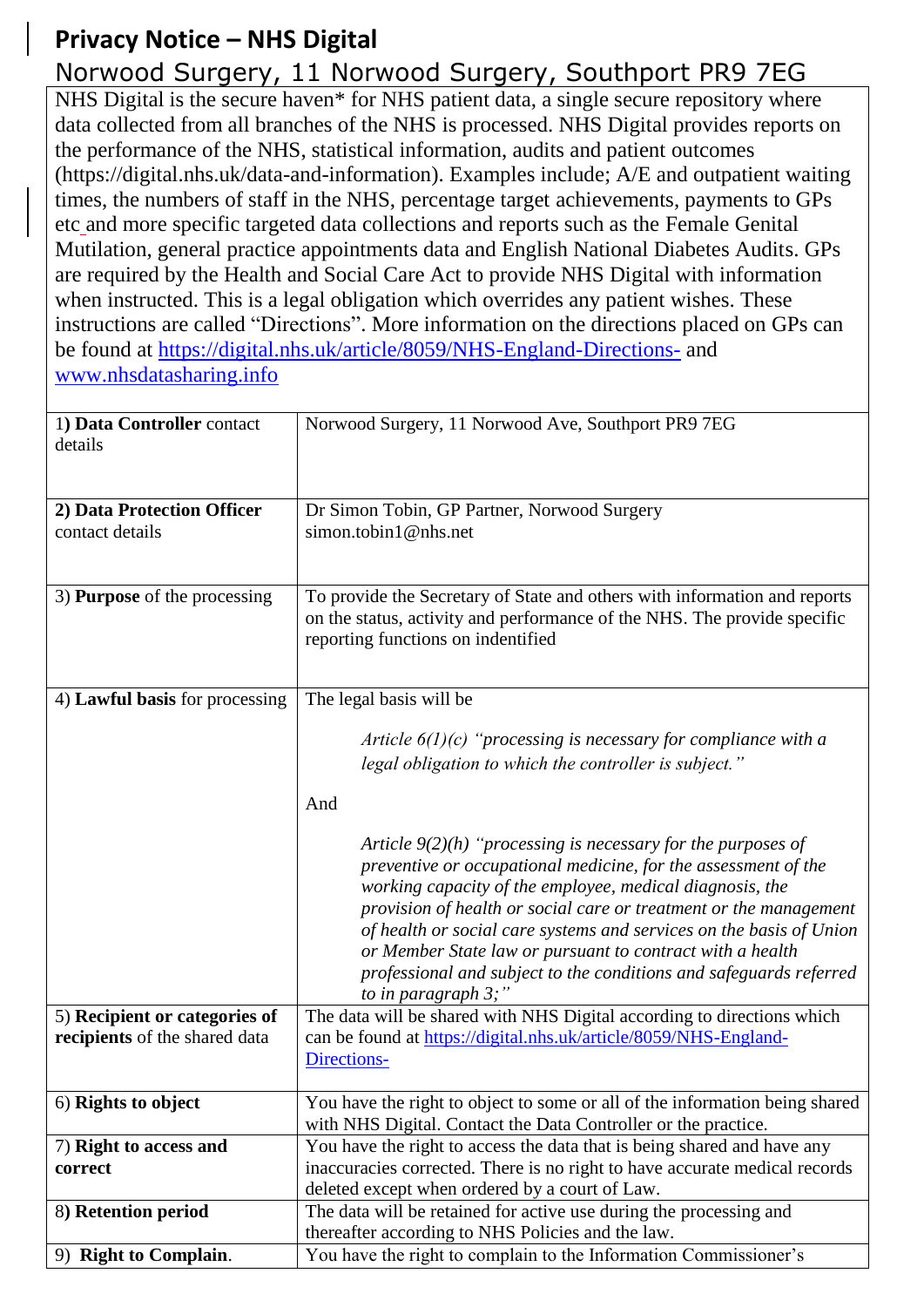# Privacy Notice – NHS Digital

## Norwood Surgery, 11 Norwood Surgery, Southport PR9 7EG

NHS Digital is the secure haven* for NHS patient data, a single secure repository where data collected from all branches of the NHS is processed. NHS Digital provides reports on the performance of the NHS, statistical information, audits and patient outcomes (https://digital.nhs.uk/data-and-information). Examples include; A/E and outpatient waiting times, the numbers of staff in the NHS, percentage target achievements, payments to GPs etc and more specific targeted data collections and reports such as the Female Genital Mutilation, general practice appointments data and English National Diabetes Audits. GPs are required by the Health and Social Care Act to provide NHS Digital with information when instructed. This is a legal obligation which overrides any patient wishes. These instructions are called "Directions". More information on the directions placed on GPs can be found at [https://digital.nhs.uk/article/8059/NHS-England-Directions-](https://digital.nhs.uk/article/8059/NHS-England-Directions-) and [www.nhsdatasharing.info](www.nhsdatasharing.info)

| | |
|---|---|
| 1) **Data Controller** contact details | Norwood Surgery, 11 Norwood Ave, Southport PR9 7EG |
| 2) **Data Protection Officer** contact details | Dr Simon Tobin, GP Partner, Norwood Surgery<br>simon.tobin1@nhs.net |
| 3) **Purpose** of the processing | To provide the Secretary of State and others with information and reports on the status, activity and performance of the NHS. The provide specific reporting functions on indentified |
| 4) **Lawful basis** for processing | The legal basis will be<br>*Article 6(1)(c) "processing is necessary for compliance with a legal obligation to which the controller is subject."*<br>And<br>*Article 9(2)(h) "processing is necessary for the purposes of preventive or occupational medicine, for the assessment of the working capacity of the employee, medical diagnosis, the provision of health or social care or treatment or the management of health or social care systems and services on the basis of Union or Member State law or pursuant to contract with a health professional and subject to the conditions and safeguards referred to in paragraph 3;"* |
| 5) **Recipient or categories of recipients** of the shared data | The data will be shared with NHS Digital according to directions which can be found at [https://digital.nhs.uk/article/8059/NHS-England-Directions-](https://digital.nhs.uk/article/8059/NHS-England-Directions-) |
| 6) **Rights to object** | You have the right to object to some or all of the information being shared with NHS Digital. Contact the Data Controller or the practice. |
| 7) **Right to access and correct** | You have the right to access the data that is being shared and have any inaccuracies corrected. There is no right to have accurate medical records deleted except when ordered by a court of Law. |
| 8) **Retention period** | The data will be retained for active use during the processing and thereafter according to NHS Policies and the law. |
| 9) **Right to Complain**. | You have the right to complain to the Information Commissioner's |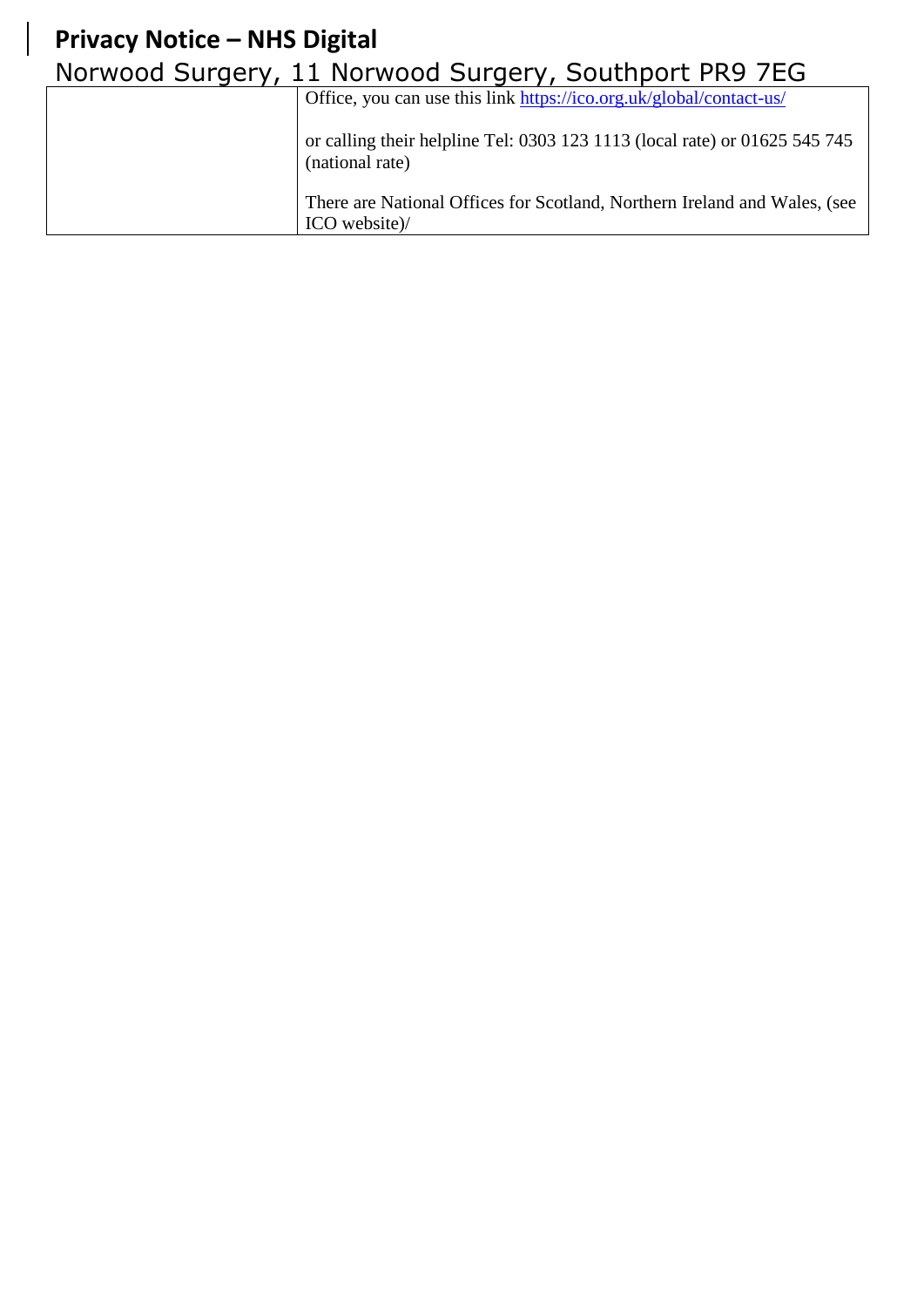| | |
|---|---|
| | Office, you can use this link https://ico.org.uk/global/contact-us/<br><br>or calling their helpline Tel: 0303 123 1113 (local rate) or 01625 545 745 (national rate)<br><br>There are National Offices for Scotland, Northern Ireland and Wales, (see ICO website)/ |